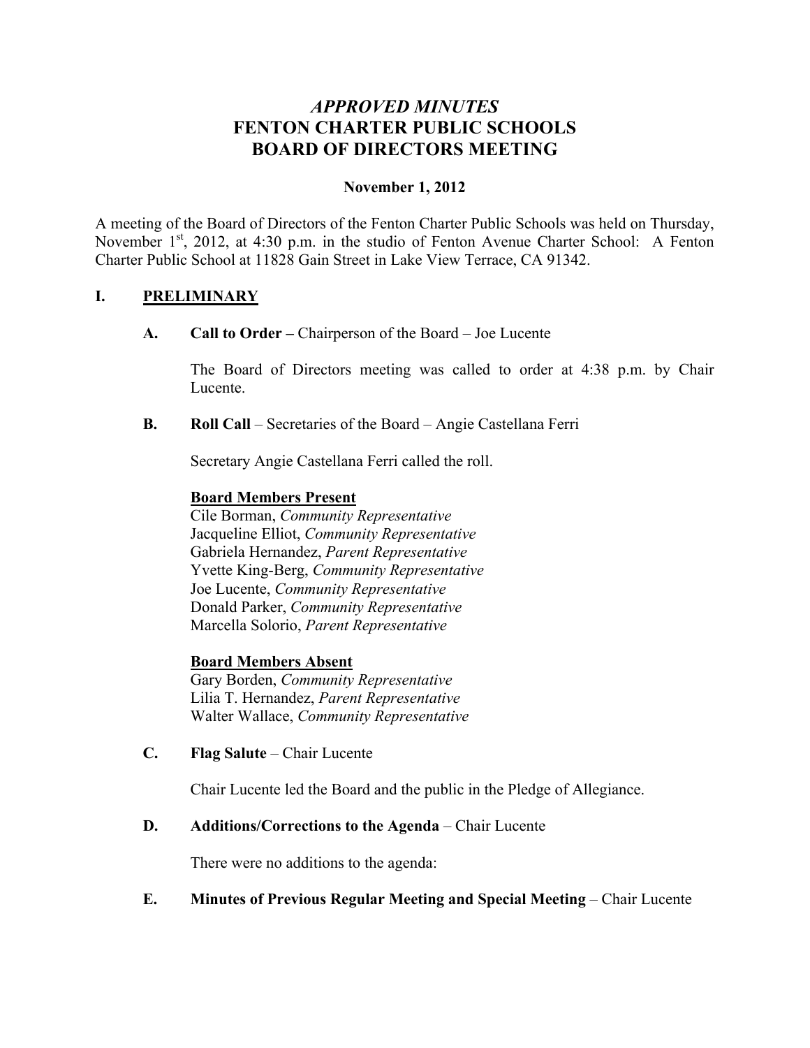# *APPROVED MINUTES*
# FENTON CHARTER PUBLIC SCHOOLS
# BOARD OF DIRECTORS MEETING

**November 1, 2012**

A meeting of the Board of Directors of the Fenton Charter Public Schools was held on Thursday, November 1st, 2012, at 4:30 p.m. in the studio of Fenton Avenue Charter School: A Fenton Charter Public School at 11828 Gain Street in Lake View Terrace, CA 91342.

## I. PRELIMINARY

**A. Call to Order –** Chairperson of the Board – Joe Lucente

The Board of Directors meeting was called to order at 4:38 p.m. by Chair Lucente.

**B. Roll Call** – Secretaries of the Board – Angie Castellana Ferri

Secretary Angie Castellana Ferri called the roll.

**Board Members Present**
Cile Borman, *Community Representative*
Jacqueline Elliot, *Community Representative*
Gabriela Hernandez, *Parent Representative*
Yvette King-Berg, *Community Representative*
Joe Lucente, *Community Representative*
Donald Parker, *Community Representative*
Marcella Solorio, *Parent Representative*

**Board Members Absent**
Gary Borden, *Community Representative*
Lilia T. Hernandez, *Parent Representative*
Walter Wallace, *Community Representative*

**C. Flag Salute** – Chair Lucente

Chair Lucente led the Board and the public in the Pledge of Allegiance.

**D. Additions/Corrections to the Agenda** – Chair Lucente

There were no additions to the agenda:

**E. Minutes of Previous Regular Meeting and Special Meeting** – Chair Lucente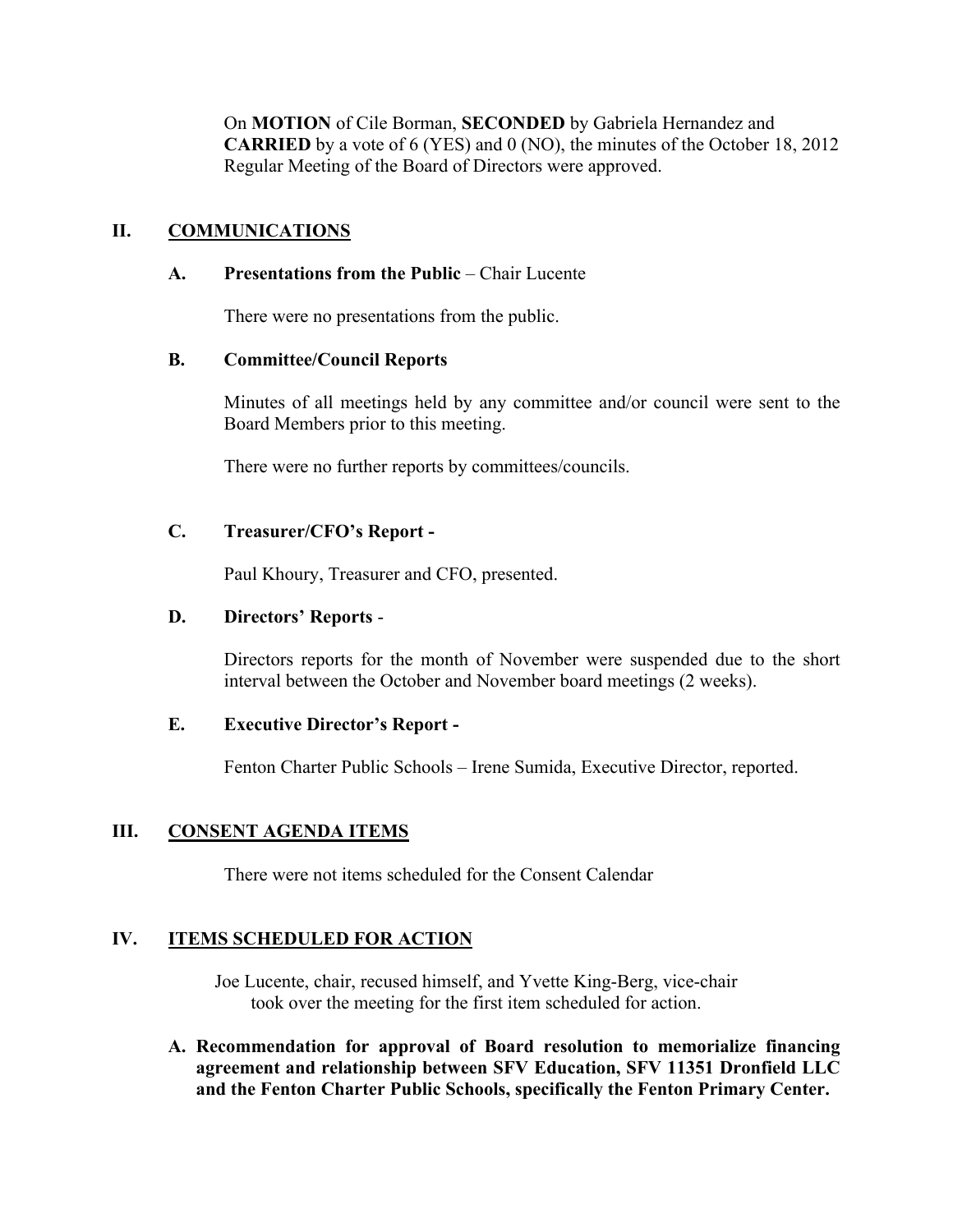On **MOTION** of Cile Borman, **SECONDED** by Gabriela Hernandez and **CARRIED** by a vote of 6 (YES) and 0 (NO), the minutes of the October 18, 2012 Regular Meeting of the Board of Directors were approved.

## II. COMMUNICATIONS

### A. Presentations from the Public – Chair Lucente

There were no presentations from the public.

### B. Committee/Council Reports

Minutes of all meetings held by any committee and/or council were sent to the Board Members prior to this meeting.

There were no further reports by committees/councils.

### C. Treasurer/CFO's Report -

Paul Khoury, Treasurer and CFO, presented.

### D. Directors' Reports -

Directors reports for the month of November were suspended due to the short interval between the October and November board meetings (2 weeks).

### E. Executive Director's Report -

Fenton Charter Public Schools – Irene Sumida, Executive Director, reported.

## III. CONSENT AGENDA ITEMS

There were not items scheduled for the Consent Calendar

## IV. ITEMS SCHEDULED FOR ACTION

Joe Lucente, chair, recused himself, and Yvette King-Berg, vice-chair took over the meeting for the first item scheduled for action.

**A. Recommendation for approval of Board resolution to memorialize financing agreement and relationship between SFV Education, SFV 11351 Dronfield LLC and the Fenton Charter Public Schools, specifically the Fenton Primary Center.**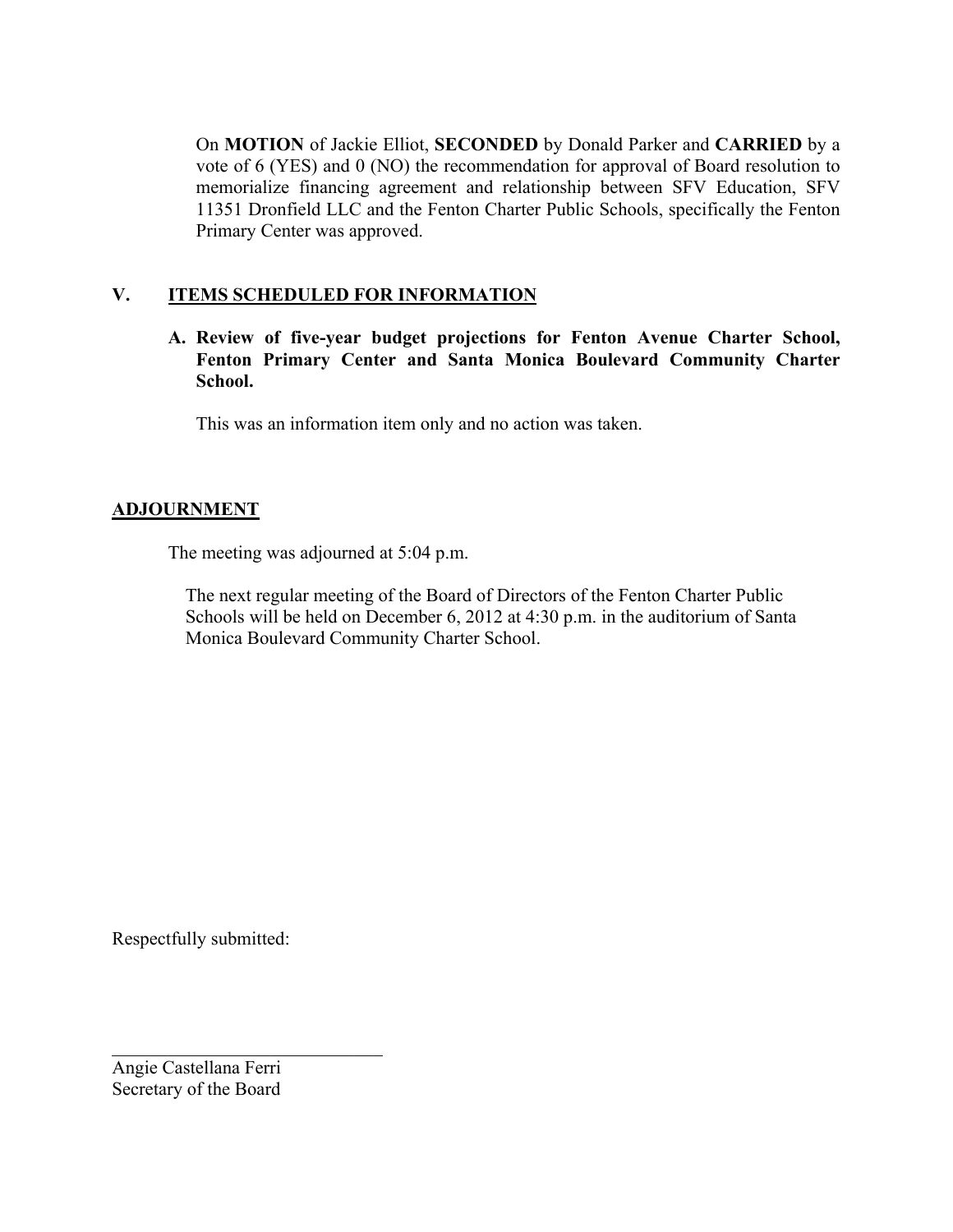On **MOTION** of Jackie Elliot, **SECONDED** by Donald Parker and **CARRIED** by a vote of 6 (YES) and 0 (NO) the recommendation for approval of Board resolution to memorialize financing agreement and relationship between SFV Education, SFV 11351 Dronfield LLC and the Fenton Charter Public Schools, specifically the Fenton Primary Center was approved.

## V. ITEMS SCHEDULED FOR INFORMATION

**A. Review of five-year budget projections for Fenton Avenue Charter School, Fenton Primary Center and Santa Monica Boulevard Community Charter School.**

This was an information item only and no action was taken.

## ADJOURNMENT

The meeting was adjourned at 5:04 p.m.

The next regular meeting of the Board of Directors of the Fenton Charter Public Schools will be held on December 6, 2012 at 4:30 p.m. in the auditorium of Santa Monica Boulevard Community Charter School.

Respectfully submitted:

\_\_\_\_\_\_\_\_\_\_\_\_\_\_\_\_\_\_\_\_\_\_\_\_\_\_\_\_\_\_

Angie Castellana Ferri
Secretary of the Board